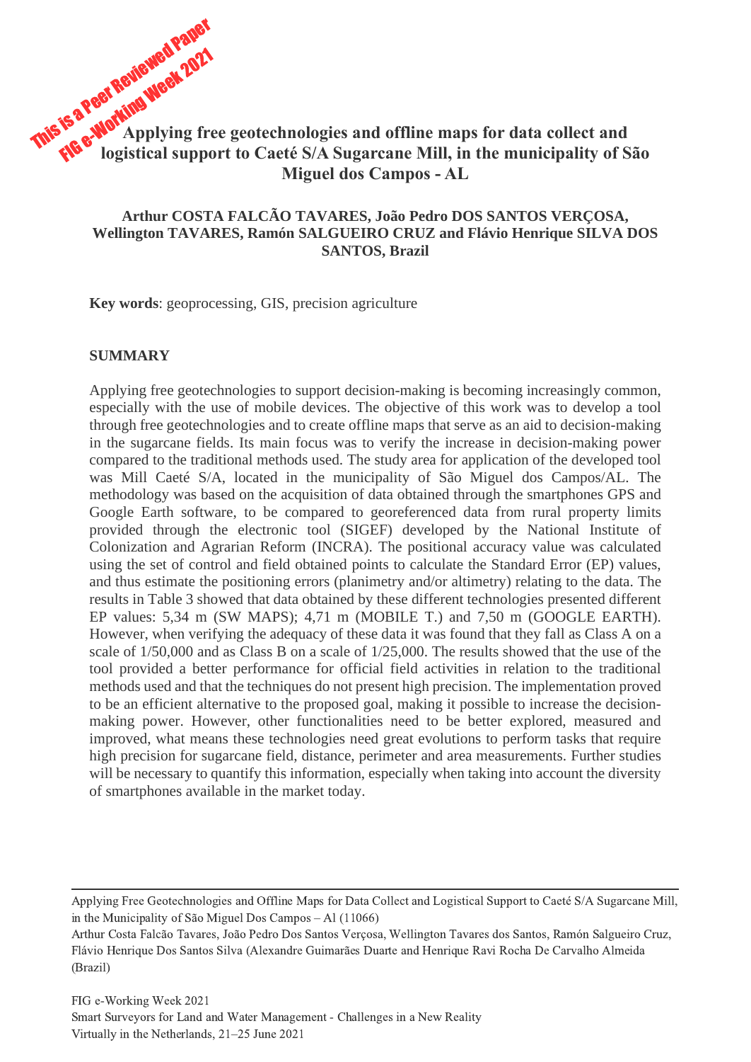This is a Peer Reviewed Paper
FIG e-Working Week 2021

# Applying free geotechnologies and offline maps for data collect and logistical support to Caeté S/A Sugarcane Mill, in the municipality of São Miguel dos Campos - AL

**Arthur COSTA FALCÃO TAVARES, João Pedro DOS SANTOS VERÇOSA, Wellington TAVARES, Ramón SALGUEIRO CRUZ and Flávio Henrique SILVA DOS SANTOS, Brazil**

**Key words**: geoprocessing, GIS, precision agriculture

## SUMMARY

Applying free geotechnologies to support decision-making is becoming increasingly common, especially with the use of mobile devices. The objective of this work was to develop a tool through free geotechnologies and to create offline maps that serve as an aid to decision-making in the sugarcane fields. Its main focus was to verify the increase in decision-making power compared to the traditional methods used. The study area for application of the developed tool was Mill Caeté S/A, located in the municipality of São Miguel dos Campos/AL. The methodology was based on the acquisition of data obtained through the smartphones GPS and Google Earth software, to be compared to georeferenced data from rural property limits provided through the electronic tool (SIGEF) developed by the National Institute of Colonization and Agrarian Reform (INCRA). The positional accuracy value was calculated using the set of control and field obtained points to calculate the Standard Error (EP) values, and thus estimate the positioning errors (planimetry and/or altimetry) relating to the data. The results in Table 3 showed that data obtained by these different technologies presented different EP values: 5,34 m (SW MAPS); 4,71 m (MOBILE T.) and 7,50 m (GOOGLE EARTH). However, when verifying the adequacy of these data it was found that they fall as Class A on a scale of 1/50,000 and as Class B on a scale of 1/25,000. The results showed that the use of the tool provided a better performance for official field activities in relation to the traditional methods used and that the techniques do not present high precision. The implementation proved to be an efficient alternative to the proposed goal, making it possible to increase the decision-making power. However, other functionalities need to be better explored, measured and improved, what means these technologies need great evolutions to perform tasks that require high precision for sugarcane field, distance, perimeter and area measurements. Further studies will be necessary to quantify this information, especially when taking into account the diversity of smartphones available in the market today.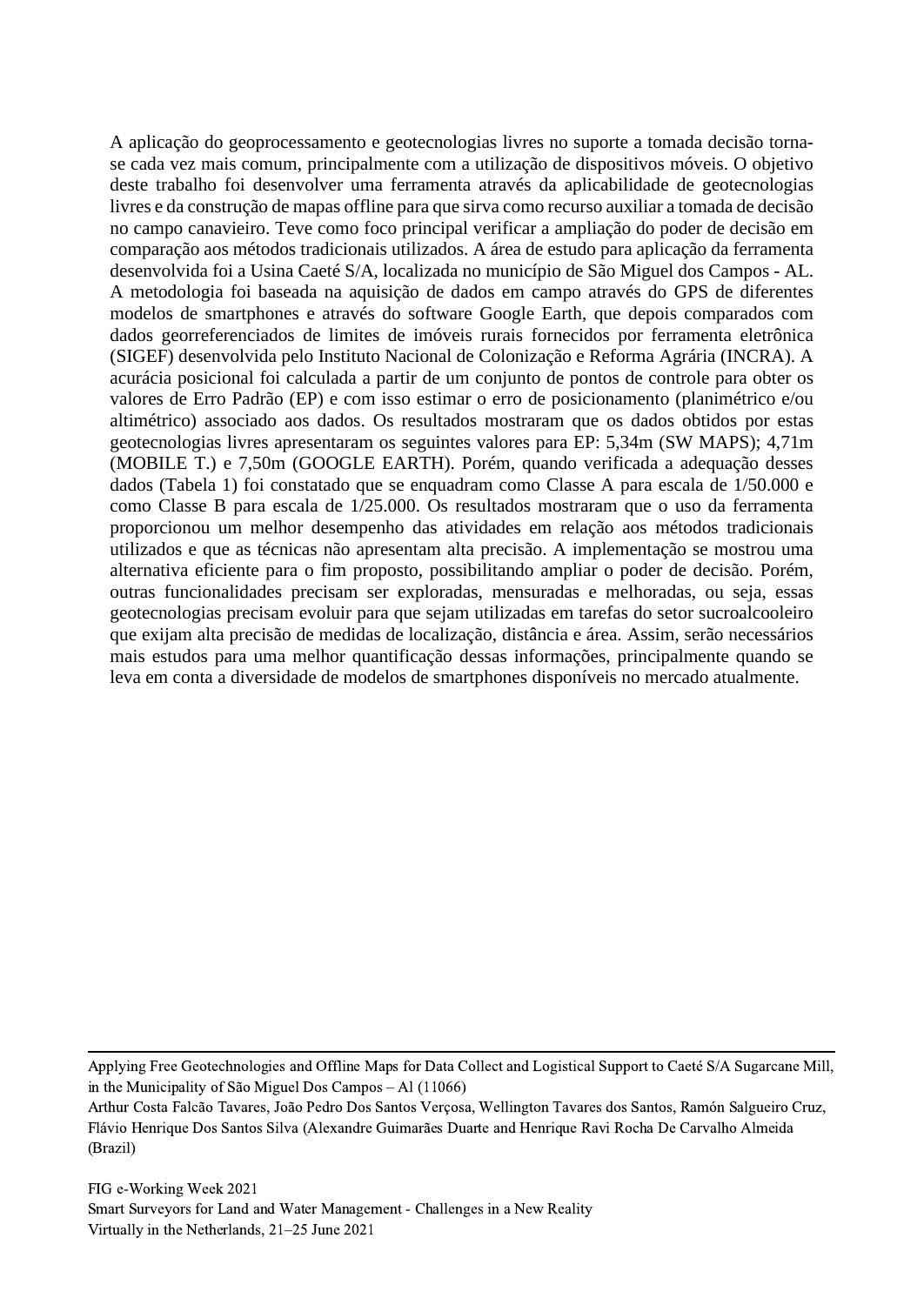A aplicação do geoprocessamento e geotecnologias livres no suporte a tomada decisão torna-se cada vez mais comum, principalmente com a utilização de dispositivos móveis. O objetivo deste trabalho foi desenvolver uma ferramenta através da aplicabilidade de geotecnologias livres e da construção de mapas offline para que sirva como recurso auxiliar a tomada de decisão no campo canavieiro. Teve como foco principal verificar a ampliação do poder de decisão em comparação aos métodos tradicionais utilizados. A área de estudo para aplicação da ferramenta desenvolvida foi a Usina Caeté S/A, localizada no município de São Miguel dos Campos - AL. A metodologia foi baseada na aquisição de dados em campo através do GPS de diferentes modelos de smartphones e através do software Google Earth, que depois comparados com dados georreferenciados de limites de imóveis rurais fornecidos por ferramenta eletrônica (SIGEF) desenvolvida pelo Instituto Nacional de Colonização e Reforma Agrária (INCRA). A acurácia posicional foi calculada a partir de um conjunto de pontos de controle para obter os valores de Erro Padrão (EP) e com isso estimar o erro de posicionamento (planimétrico e/ou altimétrico) associado aos dados. Os resultados mostraram que os dados obtidos por estas geotecnologias livres apresentaram os seguintes valores para EP: 5,34m (SW MAPS); 4,71m (MOBILE T.) e 7,50m (GOOGLE EARTH). Porém, quando verificada a adequação desses dados (Tabela 1) foi constatado que se enquadram como Classe A para escala de 1/50.000 e como Classe B para escala de 1/25.000. Os resultados mostraram que o uso da ferramenta proporcionou um melhor desempenho das atividades em relação aos métodos tradicionais utilizados e que as técnicas não apresentam alta precisão. A implementação se mostrou uma alternativa eficiente para o fim proposto, possibilitando ampliar o poder de decisão. Porém, outras funcionalidades precisam ser exploradas, mensuradas e melhoradas, ou seja, essas geotecnologias precisam evoluir para que sejam utilizadas em tarefas do setor sucroalcooleiro que exijam alta precisão de medidas de localização, distância e área. Assim, serão necessários mais estudos para uma melhor quantificação dessas informações, principalmente quando se leva em conta a diversidade de modelos de smartphones disponíveis no mercado atualmente.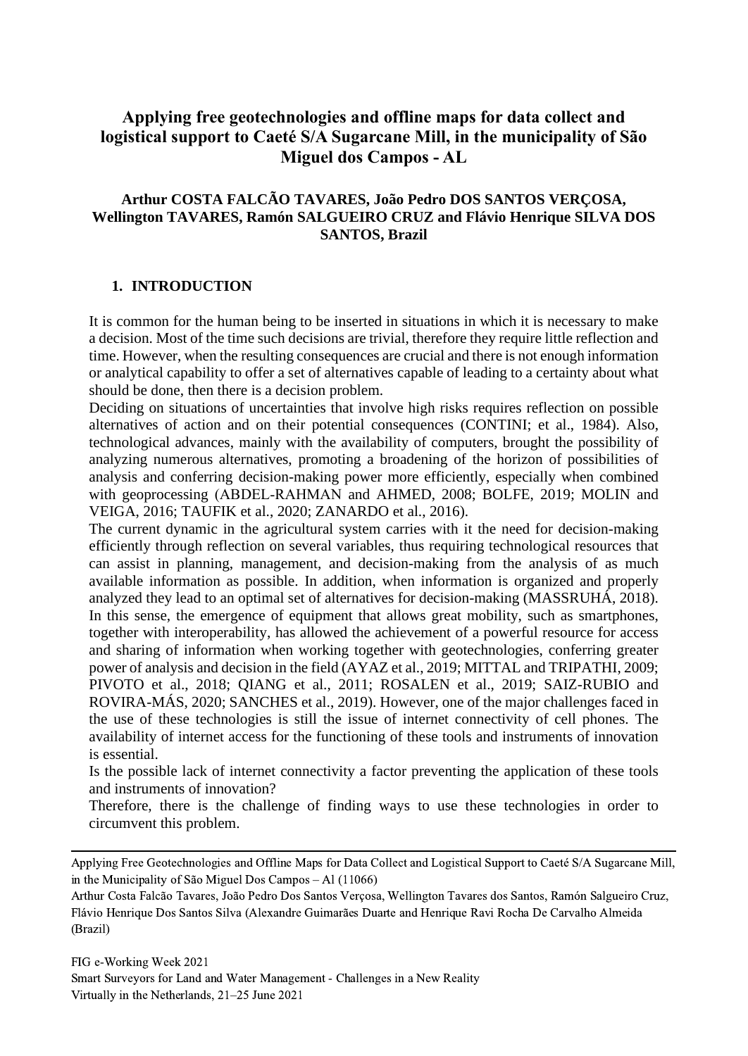# Applying free geotechnologies and offline maps for data collect and logistical support to Caeté S/A Sugarcane Mill, in the municipality of São Miguel dos Campos - AL

**Arthur COSTA FALCÃO TAVARES, João Pedro DOS SANTOS VERÇOSA, Wellington TAVARES, Ramón SALGUEIRO CRUZ and Flávio Henrique SILVA DOS SANTOS, Brazil**

## 1. INTRODUCTION

It is common for the human being to be inserted in situations in which it is necessary to make a decision. Most of the time such decisions are trivial, therefore they require little reflection and time. However, when the resulting consequences are crucial and there is not enough information or analytical capability to offer a set of alternatives capable of leading to a certainty about what should be done, then there is a decision problem.

Deciding on situations of uncertainties that involve high risks requires reflection on possible alternatives of action and on their potential consequences (CONTINI; et al., 1984). Also, technological advances, mainly with the availability of computers, brought the possibility of analyzing numerous alternatives, promoting a broadening of the horizon of possibilities of analysis and conferring decision-making power more efficiently, especially when combined with geoprocessing (ABDEL-RAHMAN and AHMED, 2008; BOLFE, 2019; MOLIN and VEIGA, 2016; TAUFIK et al., 2020; ZANARDO et al., 2016).

The current dynamic in the agricultural system carries with it the need for decision-making efficiently through reflection on several variables, thus requiring technological resources that can assist in planning, management, and decision-making from the analysis of as much available information as possible. In addition, when information is organized and properly analyzed they lead to an optimal set of alternatives for decision-making (MASSRUHÁ, 2018).

In this sense, the emergence of equipment that allows great mobility, such as smartphones, together with interoperability, has allowed the achievement of a powerful resource for access and sharing of information when working together with geotechnologies, conferring greater power of analysis and decision in the field (AYAZ et al., 2019; MITTAL and TRIPATHI, 2009; PIVOTO et al., 2018; QIANG et al., 2011; ROSALEN et al., 2019; SAIZ-RUBIO and ROVIRA-MÁS, 2020; SANCHES et al., 2019). However, one of the major challenges faced in the use of these technologies is still the issue of internet connectivity of cell phones. The availability of internet access for the functioning of these tools and instruments of innovation is essential.

Is the possible lack of internet connectivity a factor preventing the application of these tools and instruments of innovation?

Therefore, there is the challenge of finding ways to use these technologies in order to circumvent this problem.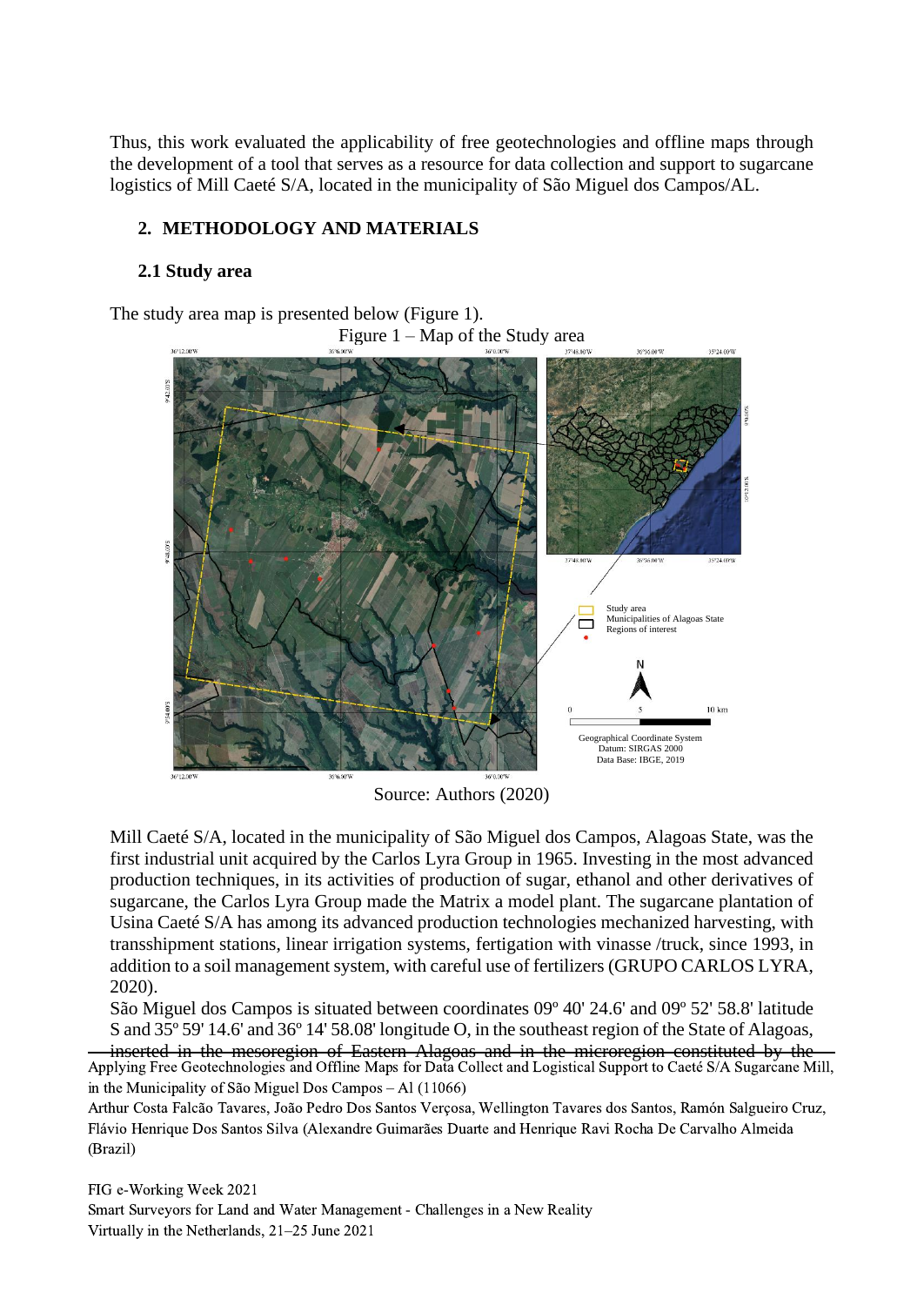Thus, this work evaluated the applicability of free geotechnologies and offline maps through the development of a tool that serves as a resource for data collection and support to sugarcane logistics of Mill Caeté S/A, located in the municipality of São Miguel dos Campos/AL.

## 2. METHODOLOGY AND MATERIALS

### 2.1 Study area

The study area map is presented below (Figure 1).

Figure 1 – Map of the Study area

Source: Authors (2020)

Mill Caeté S/A, located in the municipality of São Miguel dos Campos, Alagoas State, was the first industrial unit acquired by the Carlos Lyra Group in 1965. Investing in the most advanced production techniques, in its activities of production of sugar, ethanol and other derivatives of sugarcane, the Carlos Lyra Group made the Matrix a model plant. The sugarcane plantation of Usina Caeté S/A has among its advanced production technologies mechanized harvesting, with transshipment stations, linear irrigation systems, fertigation with vinasse /truck, since 1993, in addition to a soil management system, with careful use of fertilizers (GRUPO CARLOS LYRA, 2020).

São Miguel dos Campos is situated between coordinates 09º 40' 24.6' and 09º 52' 58.8' latitude S and 35º 59' 14.6' and 36º 14' 58.08' longitude O, in the southeast region of the State of Alagoas, inserted in the mesoregion of Eastern Alagoas and in the microregion constituted by the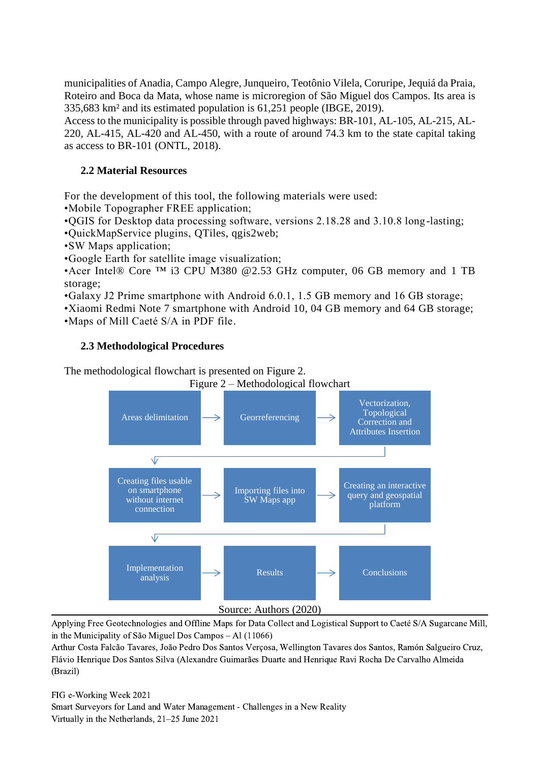municipalities of Anadia, Campo Alegre, Junqueiro, Teotônio Vilela, Coruripe, Jequiá da Praia, Roteiro and Boca da Mata, whose name is microregion of São Miguel dos Campos. Its area is 335,683 km² and its estimated population is 61,251 people (IBGE, 2019).
Access to the municipality is possible through paved highways: BR-101, AL-105, AL-215, AL-220, AL-415, AL-420 and AL-450, with a route of around 74.3 km to the state capital taking as access to BR-101 (ONTL, 2018).

### 2.2 Material Resources

For the development of this tool, the following materials were used:

- Mobile Topographer FREE application;
- QGIS for Desktop data processing software, versions 2.18.28 and 3.10.8 long-lasting;
- QuickMapService plugins, QTiles, qgis2web;
- SW Maps application;
- Google Earth for satellite image visualization;
- Acer Intel® Core ™ i3 CPU M380 @2.53 GHz computer, 06 GB memory and 1 TB storage;
- Galaxy J2 Prime smartphone with Android 6.0.1, 1.5 GB memory and 16 GB storage;
- Xiaomi Redmi Note 7 smartphone with Android 10, 04 GB memory and 64 GB storage;
- Maps of Mill Caeté S/A in PDF file.

### 2.3 Methodological Procedures

The methodological flowchart is presented on Figure 2.

Figure 2 – Methodological flowchart

Areas delimitation → Georreferencing → Vectorization, Topological Correction and Attributes Insertion → Creating files usable on smartphone without internet connection → Importing files into SW Maps app → Creating an interactive query and geospatial platform → Implementation analysis → Results → Conclusions

Source: Authors (2020)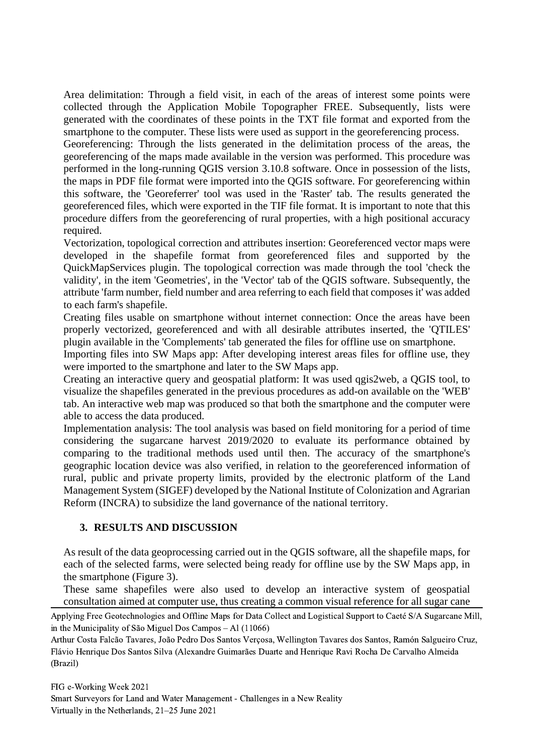Area delimitation: Through a field visit, in each of the areas of interest some points were collected through the Application Mobile Topographer FREE. Subsequently, lists were generated with the coordinates of these points in the TXT file format and exported from the smartphone to the computer. These lists were used as support in the georeferencing process.

Georeferencing: Through the lists generated in the delimitation process of the areas, the georeferencing of the maps made available in the version was performed. This procedure was performed in the long-running QGIS version 3.10.8 software. Once in possession of the lists, the maps in PDF file format were imported into the QGIS software. For georeferencing within this software, the 'Georeferrer' tool was used in the 'Raster' tab. The results generated the georeferenced files, which were exported in the TIF file format. It is important to note that this procedure differs from the georeferencing of rural properties, with a high positional accuracy required.

Vectorization, topological correction and attributes insertion: Georeferenced vector maps were developed in the shapefile format from georeferenced files and supported by the QuickMapServices plugin. The topological correction was made through the tool 'check the validity', in the item 'Geometries', in the 'Vector' tab of the QGIS software. Subsequently, the attribute 'farm number, field number and area referring to each field that composes it' was added to each farm's shapefile.

Creating files usable on smartphone without internet connection: Once the areas have been properly vectorized, georeferenced and with all desirable attributes inserted, the 'QTILES' plugin available in the 'Complements' tab generated the files for offline use on smartphone.

Importing files into SW Maps app: After developing interest areas files for offline use, they were imported to the smartphone and later to the SW Maps app.

Creating an interactive query and geospatial platform: It was used qgis2web, a QGIS tool, to visualize the shapefiles generated in the previous procedures as add-on available on the 'WEB' tab. An interactive web map was produced so that both the smartphone and the computer were able to access the data produced.

Implementation analysis: The tool analysis was based on field monitoring for a period of time considering the sugarcane harvest 2019/2020 to evaluate its performance obtained by comparing to the traditional methods used until then. The accuracy of the smartphone's geographic location device was also verified, in relation to the georeferenced information of rural, public and private property limits, provided by the electronic platform of the Land Management System (SIGEF) developed by the National Institute of Colonization and Agrarian Reform (INCRA) to subsidize the land governance of the national territory.

## 3. RESULTS AND DISCUSSION

As result of the data geoprocessing carried out in the QGIS software, all the shapefile maps, for each of the selected farms, were selected being ready for offline use by the SW Maps app, in the smartphone (Figure 3).

These same shapefiles were also used to develop an interactive system of geospatial consultation aimed at computer use, thus creating a common visual reference for all sugar cane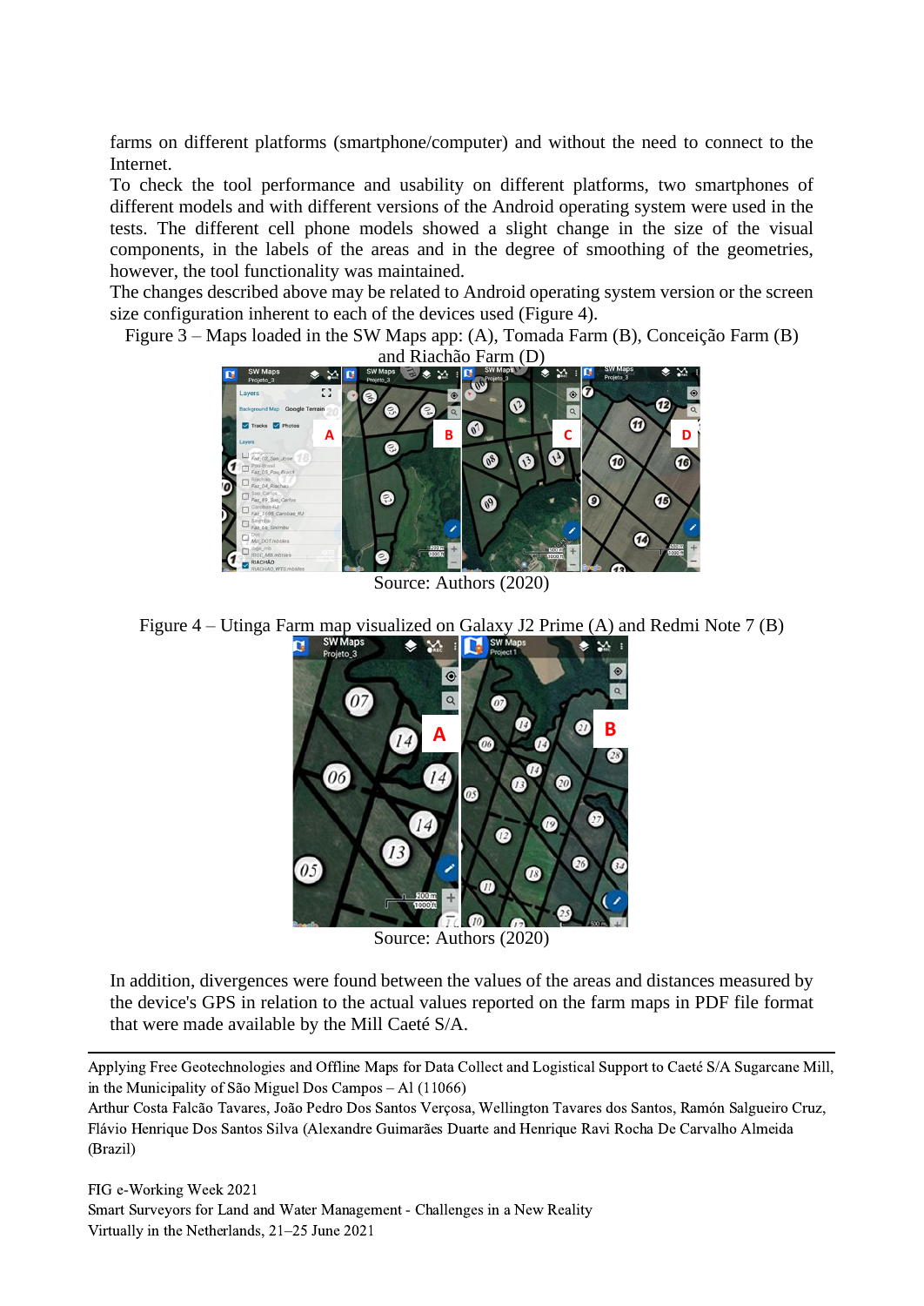farms on different platforms (smartphone/computer) and without the need to connect to the Internet.

To check the tool performance and usability on different platforms, two smartphones of different models and with different versions of the Android operating system were used in the tests. The different cell phone models showed a slight change in the size of the visual components, in the labels of the areas and in the degree of smoothing of the geometries, however, the tool functionality was maintained.

The changes described above may be related to Android operating system version or the screen size configuration inherent to each of the devices used (Figure 4).

Figure 3 – Maps loaded in the SW Maps app: (A), Tomada Farm (B), Conceição Farm (B) and Riachão Farm (D)

Source: Authors (2020)

Figure 4 – Utinga Farm map visualized on Galaxy J2 Prime (A) and Redmi Note 7 (B)

Source: Authors (2020)

In addition, divergences were found between the values of the areas and distances measured by the device's GPS in relation to the actual values reported on the farm maps in PDF file format that were made available by the Mill Caeté S/A.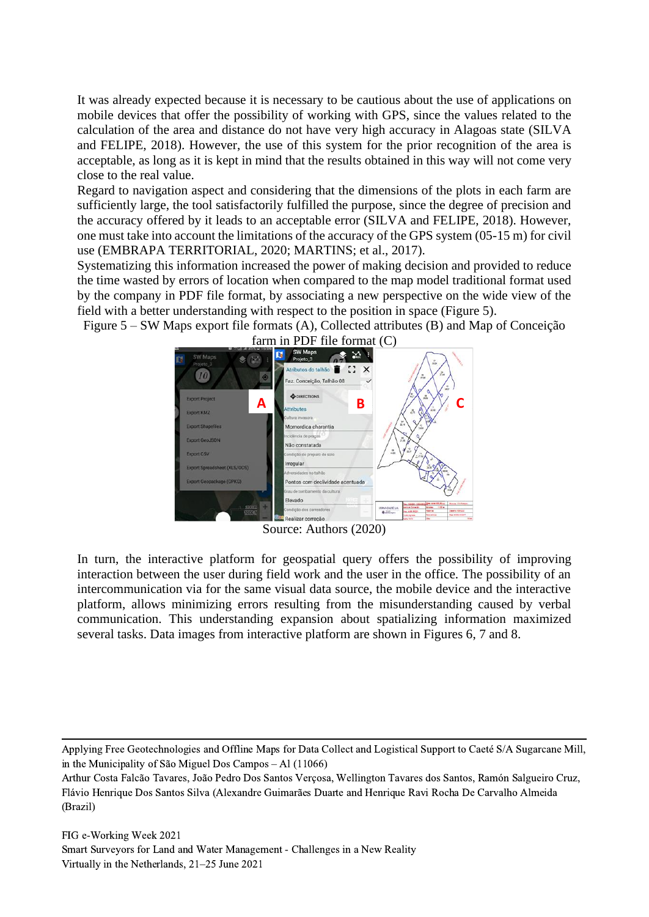It was already expected because it is necessary to be cautious about the use of applications on mobile devices that offer the possibility of working with GPS, since the values related to the calculation of the area and distance do not have very high accuracy in Alagoas state (SILVA and FELIPE, 2018). However, the use of this system for the prior recognition of the area is acceptable, as long as it is kept in mind that the results obtained in this way will not come very close to the real value.

Regard to navigation aspect and considering that the dimensions of the plots in each farm are sufficiently large, the tool satisfactorily fulfilled the purpose, since the degree of precision and the accuracy offered by it leads to an acceptable error (SILVA and FELIPE, 2018). However, one must take into account the limitations of the accuracy of the GPS system (05-15 m) for civil use (EMBRAPA TERRITORIAL, 2020; MARTINS; et al., 2017).

Systematizing this information increased the power of making decision and provided to reduce the time wasted by errors of location when compared to the map model traditional format used by the company in PDF file format, by associating a new perspective on the wide view of the field with a better understanding with respect to the position in space (Figure 5).

Figure 5 – SW Maps export file formats (A), Collected attributes (B) and Map of Conceição farm in PDF file format (C)

Source: Authors (2020)

In turn, the interactive platform for geospatial query offers the possibility of improving interaction between the user during field work and the user in the office. The possibility of an intercommunication via for the same visual data source, the mobile device and the interactive platform, allows minimizing errors resulting from the misunderstanding caused by verbal communication. This understanding expansion about spatializing information maximized several tasks. Data images from interactive platform are shown in Figures 6, 7 and 8.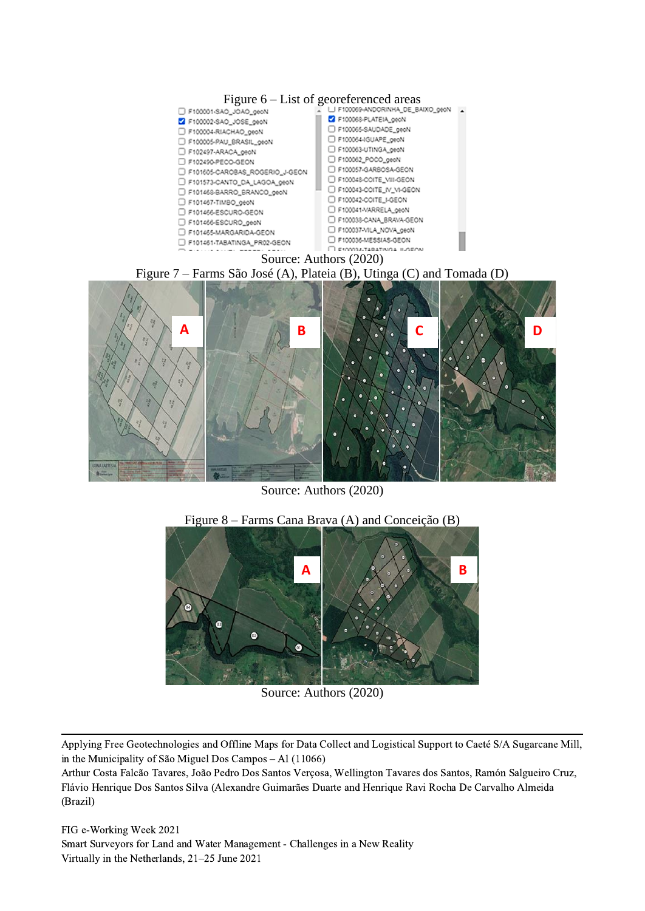Figure 6 – List of georeferenced areas

Source: Authors (2020)

Figure 7 – Farms São José (A), Plateia (B), Utinga (C) and Tomada (D)

Source: Authors (2020)

Figure 8 – Farms Cana Brava (A) and Conceição (B)

Source: Authors (2020)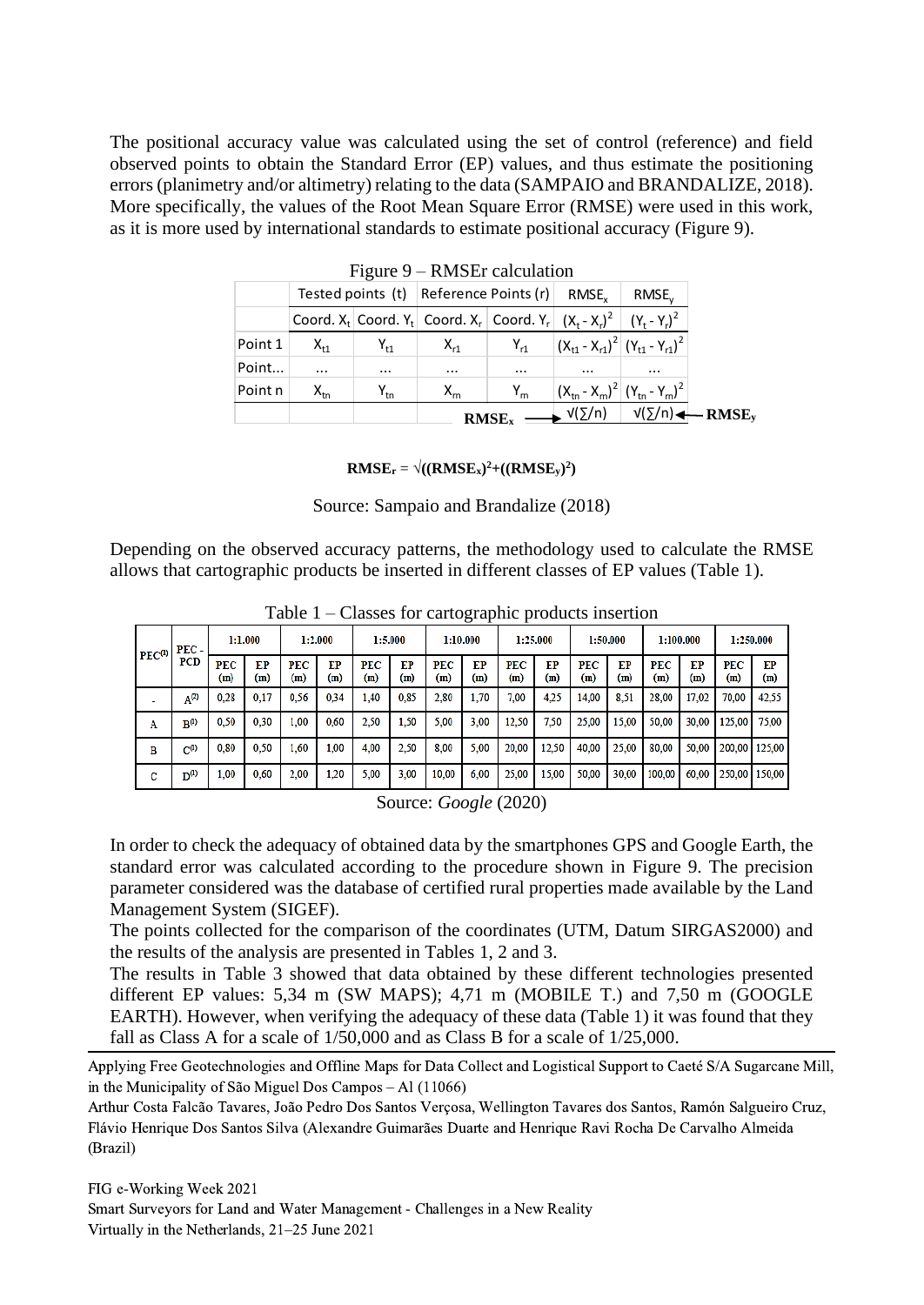The positional accuracy value was calculated using the set of control (reference) and field observed points to obtain the Standard Error (EP) values, and thus estimate the positioning errors (planimetry and/or altimetry) relating to the data (SAMPAIO and BRANDALIZE, 2018). More specifically, the values of the Root Mean Square Error (RMSE) were used in this work, as it is more used by international standards to estimate positional accuracy (Figure 9).

Figure 9 – RMSEr calculation

| | Tested points (t) | | Reference Points (r) | | $RMSE_x$ | $RMSE_y$ |
|---|---|---|---|---|---|---|
| | Coord. $X_t$ | Coord. $Y_t$ | Coord. $X_r$ | Coord. $Y_r$ | $(X_t - X_r)^2$ | $(Y_t - Y_r)^2$ |
| Point 1 | $X_{t1}$ | $Y_{t1}$ | $X_{r1}$ | $Y_{r1}$ | $(X_{t1} - X_{r1})^2$ | $(Y_{t1} - Y_{r1})^2$ |
| Point... | ... | ... | ... | ... | ... | ... |
| Point n | $X_{tn}$ | $Y_{tn}$ | $X_{rn}$ | $Y_{rn}$ | $(X_{tn} - X_{rn})^2$ | $(Y_{tn} - Y_{rn})^2$ |
| | | | | **$RMSE_x$** → | $\sqrt{(\sum/n)}$ | $\sqrt{(\sum/n)}$ ← **$RMSE_y$** |

$$\mathbf{RMSE_r = \sqrt{((RMSE_x)^2+((RMSE_y)^2)}}$$

Source: Sampaio and Brandalize (2018)

Depending on the observed accuracy patterns, the methodology used to calculate the RMSE allows that cartographic products be inserted in different classes of EP values (Table 1).

Table 1 – Classes for cartographic products insertion

| PEC[1] | PEC - PCD | 1:1.000 | | 1:2.000 | | 1:5.000 | | 1:10.000 | | 1:25.000 | | 1:50.000 | | 1:100.000 | | 1:250.000 | |
|---|---|---|---|---|---|---|---|---|---|---|---|---|---|---|---|---|---|
| | | PEC (m) | EP (m) | PEC (m) | EP (m) | PEC (m) | EP (m) | PEC (m) | EP (m) | PEC (m) | EP (m) | PEC (m) | EP (m) | PEC (m) | EP (m) | PEC (m) | EP (m) |
| - | A[2] | 0,28 | 0,17 | 0,56 | 0,34 | 1,40 | 0,85 | 2,80 | 1,70 | 7,00 | 4,25 | 14,00 | 8,51 | 28,00 | 17,02 | 70,00 | 42,55 |
| A | B[1] | 0,50 | 0,30 | 1,00 | 0,60 | 2,50 | 1,50 | 5,00 | 3,00 | 12,50 | 7,50 | 25,00 | 15,00 | 50,00 | 30,00 | 125,00 | 75,00 |
| B | C[1] | 0,80 | 0,50 | 1,60 | 1,00 | 4,00 | 2,50 | 8,00 | 5,00 | 20,00 | 12,50 | 40,00 | 25,00 | 80,00 | 50,00 | 200,00 | 125,00 |
| C | D[1] | 1,00 | 0,60 | 2,00 | 1,20 | 5,00 | 3,00 | 10,00 | 6,00 | 25,00 | 15,00 | 50,00 | 30,00 | 100,00 | 60,00 | 250,00 | 150,00 |

Source: *Google* (2020)

In order to check the adequacy of obtained data by the smartphones GPS and Google Earth, the standard error was calculated according to the procedure shown in Figure 9. The precision parameter considered was the database of certified rural properties made available by the Land Management System (SIGEF).

The points collected for the comparison of the coordinates (UTM, Datum SIRGAS2000) and the results of the analysis are presented in Tables 1, 2 and 3.

The results in Table 3 showed that data obtained by these different technologies presented different EP values: 5,34 m (SW MAPS); 4,71 m (MOBILE T.) and 7,50 m (GOOGLE EARTH). However, when verifying the adequacy of these data (Table 1) it was found that they fall as Class A for a scale of 1/50,000 and as Class B for a scale of 1/25,000.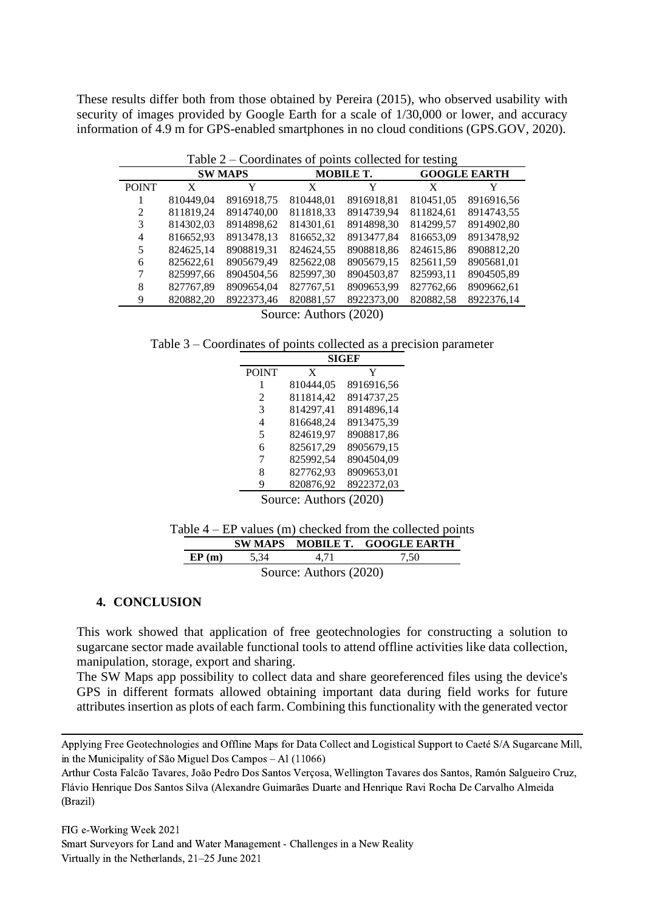These results differ both from those obtained by Pereira (2015), who observed usability with security of images provided by Google Earth for a scale of 1/30,000 or lower, and accuracy information of 4.9 m for GPS-enabled smartphones in no cloud conditions (GPS.GOV, 2020).

Table 2 – Coordinates of points collected for testing

| | SW MAPS | | MOBILE T. | | GOOGLE EARTH | |
|---|---|---|---|---|---|---|
| POINT | X | Y | X | Y | X | Y |
| 1 | 810449,04 | 8916918,75 | 810448,01 | 8916918,81 | 810451,05 | 8916916,56 |
| 2 | 811819,24 | 8914740,00 | 811818,33 | 8914739,94 | 811824,61 | 8914743,55 |
| 3 | 814302,03 | 8914898,62 | 814301,61 | 8914898,30 | 814299,57 | 8914902,80 |
| 4 | 816652,93 | 8913478,13 | 816652,32 | 8913477,84 | 816653,09 | 8913478,92 |
| 5 | 824625,14 | 8908819,31 | 824624,55 | 8908818,86 | 824615,86 | 8908812,20 |
| 6 | 825622,61 | 8905679,49 | 825622,08 | 8905679,15 | 825611,59 | 8905681,01 |
| 7 | 825997,66 | 8904504,56 | 825997,30 | 8904503,87 | 825993,11 | 8904505,89 |
| 8 | 827767,89 | 8909654,04 | 827767,51 | 8909653,99 | 827762,66 | 8909662,61 |
| 9 | 820882,20 | 8922373,46 | 820881,57 | 8922373,00 | 820882,58 | 8922376,14 |

Source: Authors (2020)

Table 3 – Coordinates of points collected as a precision parameter

| | SIGEF | |
|---|---|---|
| POINT | X | Y |
| 1 | 810444,05 | 8916916,56 |
| 2 | 811814,42 | 8914737,25 |
| 3 | 814297,41 | 8914896,14 |
| 4 | 816648,24 | 8913475,39 |
| 5 | 824619,97 | 8908817,86 |
| 6 | 825617,29 | 8905679,15 |
| 7 | 825992,54 | 8904504,09 |
| 8 | 827762,93 | 8909653,01 |
| 9 | 820876,92 | 8922372,03 |

Source: Authors (2020)

Table 4 – EP values (m) checked from the collected points

| | SW MAPS | MOBILE T. | GOOGLE EARTH |
|---|---|---|---|
| EP (m) | 5,34 | 4,71 | 7,50 |

Source: Authors (2020)

## 4. CONCLUSION

This work showed that application of free geotechnologies for constructing a solution to sugarcane sector made available functional tools to attend offline activities like data collection, manipulation, storage, export and sharing.

The SW Maps app possibility to collect data and share georeferenced files using the device's GPS in different formats allowed obtaining important data during field works for future attributes insertion as plots of each farm. Combining this functionality with the generated vector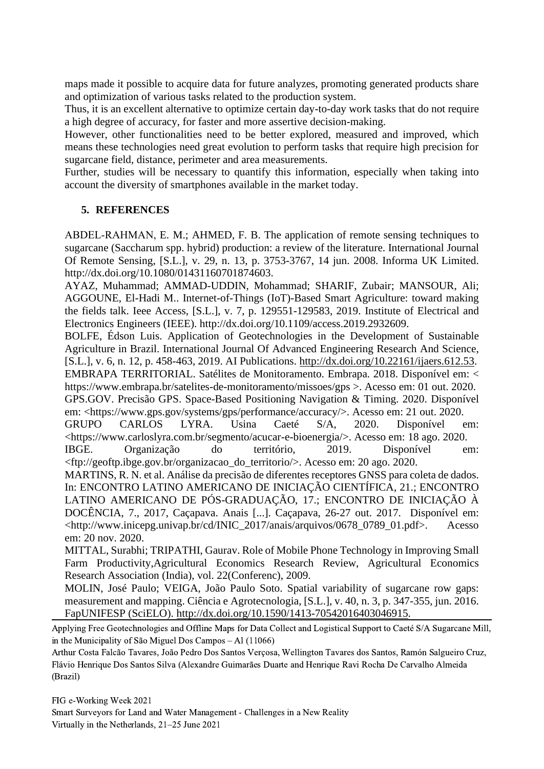maps made it possible to acquire data for future analyzes, promoting generated products share and optimization of various tasks related to the production system.

Thus, it is an excellent alternative to optimize certain day-to-day work tasks that do not require a high degree of accuracy, for faster and more assertive decision-making.

However, other functionalities need to be better explored, measured and improved, which means these technologies need great evolution to perform tasks that require high precision for sugarcane field, distance, perimeter and area measurements.

Further, studies will be necessary to quantify this information, especially when taking into account the diversity of smartphones available in the market today.

## 5. REFERENCES

ABDEL-RAHMAN, E. M.; AHMED, F. B. The application of remote sensing techniques to sugarcane (Saccharum spp. hybrid) production: a review of the literature. International Journal Of Remote Sensing, [S.L.], v. 29, n. 13, p. 3753-3767, 14 jun. 2008. Informa UK Limited. http://dx.doi.org/10.1080/01431160701874603.

AYAZ, Muhammad; AMMAD-UDDIN, Mohammad; SHARIF, Zubair; MANSOUR, Ali; AGGOUNE, El-Hadi M.. Internet-of-Things (IoT)-Based Smart Agriculture: toward making the fields talk. Ieee Access, [S.L.], v. 7, p. 129551-129583, 2019. Institute of Electrical and Electronics Engineers (IEEE). http://dx.doi.org/10.1109/access.2019.2932609.

BOLFE, Édson Luis. Application of Geotechnologies in the Development of Sustainable Agriculture in Brazil. International Journal Of Advanced Engineering Research And Science, [S.L.], v. 6, n. 12, p. 458-463, 2019. AI Publications. http://dx.doi.org/10.22161/ijaers.612.53.

EMBRAPA TERRITORIAL. Satélites de Monitoramento. Embrapa. 2018. Disponível em: < https://www.embrapa.br/satelites-de-monitoramento/missoes/gps >. Acesso em: 01 out. 2020.

GPS.GOV. Precisão GPS. Space-Based Positioning Navigation & Timing. 2020. Disponível em: <https://www.gps.gov/systems/gps/performance/accuracy/>. Acesso em: 21 out. 2020.

GRUPO CARLOS LYRA. Usina Caeté S/A, 2020. Disponível em: <https://www.carloslyra.com.br/segmento/acucar-e-bioenergia/>. Acesso em: 18 ago. 2020.

IBGE. Organização do território, 2019. Disponível em: <ftp://geoftp.ibge.gov.br/organizacao_do_territorio/>. Acesso em: 20 ago. 2020.

MARTINS, R. N. et al. Análise da precisão de diferentes receptores GNSS para coleta de dados. In: ENCONTRO LATINO AMERICANO DE INICIAÇÃO CIENTÍFICA, 21.; ENCONTRO LATINO AMERICANO DE PÓS-GRADUAÇÃO, 17.; ENCONTRO DE INICIAÇÃO À DOCÊNCIA, 7., 2017, Caçapava. Anais [...]. Caçapava, 26-27 out. 2017. Disponível em: <http://www.inicepg.univap.br/cd/INIC_2017/anais/arquivos/0678_0789_01.pdf>. Acesso em: 20 nov. 2020.

MITTAL, Surabhi; TRIPATHI, Gaurav. Role of Mobile Phone Technology in Improving Small Farm Productivity,Agricultural Economics Research Review, Agricultural Economics Research Association (India), vol. 22(Conferenc), 2009.

MOLIN, José Paulo; VEIGA, João Paulo Soto. Spatial variability of sugarcane row gaps: measurement and mapping. Ciência e Agrotecnologia, [S.L.], v. 40, n. 3, p. 347-355, jun. 2016. FapUNIFESP (SciELO). http://dx.doi.org/10.1590/1413-70542016403046915.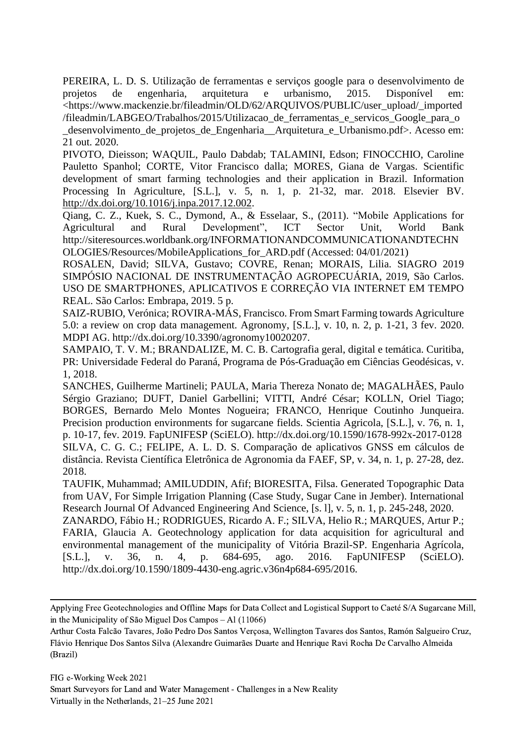PEREIRA, L. D. S. Utilização de ferramentas e serviços google para o desenvolvimento de projetos de engenharia, arquitetura e urbanismo, 2015. Disponível em: <https://www.mackenzie.br/fileadmin/OLD/62/ARQUIVOS/PUBLIC/user_upload/_imported/fileadmin/LABGEO/Trabalhos/2015/Utilizacao_de_ferramentas_e_servicos_Google_para_o_desenvolvimento_de_projetos_de_Engenharia__Arquitetura_e_Urbanismo.pdf>. Acesso em: 21 out. 2020.

PIVOTO, Dieisson; WAQUIL, Paulo Dabdab; TALAMINI, Edson; FINOCCHIO, Caroline Pauletto Spanhol; CORTE, Vitor Francisco dalla; MORES, Giana de Vargas. Scientific development of smart farming technologies and their application in Brazil. Information Processing In Agriculture, [S.L.], v. 5, n. 1, p. 21-32, mar. 2018. Elsevier BV. http://dx.doi.org/10.1016/j.inpa.2017.12.002.

Qiang, C. Z., Kuek, S. C., Dymond, A., & Esselaar, S., (2011). "Mobile Applications for Agricultural and Rural Development", ICT Sector Unit, World Bank http://siteresources.worldbank.org/INFORMATIONANDCOMMUNICATIONANDTECHNOLOGIES/Resources/MobileApplications_for_ARD.pdf (Accessed: 04/01/2021)

ROSALEN, David; SILVA, Gustavo; COVRE, Renan; MORAIS, Lilia. SIAGRO 2019 SIMPÓSIO NACIONAL DE INSTRUMENTAÇÃO AGROPECUÁRIA, 2019, São Carlos. USO DE SMARTPHONES, APLICATIVOS E CORREÇÃO VIA INTERNET EM TEMPO REAL. São Carlos: Embrapa, 2019. 5 p.

SAIZ-RUBIO, Verónica; ROVIRA-MÁS, Francisco. From Smart Farming towards Agriculture 5.0: a review on crop data management. Agronomy, [S.L.], v. 10, n. 2, p. 1-21, 3 fev. 2020. MDPI AG. http://dx.doi.org/10.3390/agronomy10020207.

SAMPAIO, T. V. M.; BRANDALIZE, M. C. B. Cartografia geral, digital e temática. Curitiba, PR: Universidade Federal do Paraná, Programa de Pós-Graduação em Ciências Geodésicas, v. 1, 2018.

SANCHES, Guilherme Martineli; PAULA, Maria Thereza Nonato de; MAGALHÃES, Paulo Sérgio Graziano; DUFT, Daniel Garbellini; VITTI, André César; KOLLN, Oriel Tiago; BORGES, Bernardo Melo Montes Nogueira; FRANCO, Henrique Coutinho Junqueira. Precision production environments for sugarcane fields. Scientia Agricola, [S.L.], v. 76, n. 1, p. 10-17, fev. 2019. FapUNIFESP (SciELO). http://dx.doi.org/10.1590/1678-992x-2017-0128

SILVA, C. G. C.; FELIPE, A. L. D. S. Comparação de aplicativos GNSS em cálculos de distância. Revista Científica Eletrônica de Agronomia da FAEF, SP, v. 34, n. 1, p. 27-28, dez. 2018.

TAUFIK, Muhammad; AMILUDDIN, Afif; BIORESITA, Filsa. Generated Topographic Data from UAV, For Simple Irrigation Planning (Case Study, Sugar Cane in Jember). International Research Journal Of Advanced Engineering And Science, [s. l], v. 5, n. 1, p. 245-248, 2020.

ZANARDO, Fábio H.; RODRIGUES, Ricardo A. F.; SILVA, Helio R.; MARQUES, Artur P.; FARIA, Glaucia A. Geotechnology application for data acquisition for agricultural and environmental management of the municipality of Vitória Brazil-SP. Engenharia Agrícola, [S.L.], v. 36, n. 4, p. 684-695, ago. 2016. FapUNIFESP (SciELO). http://dx.doi.org/10.1590/1809-4430-eng.agric.v36n4p684-695/2016.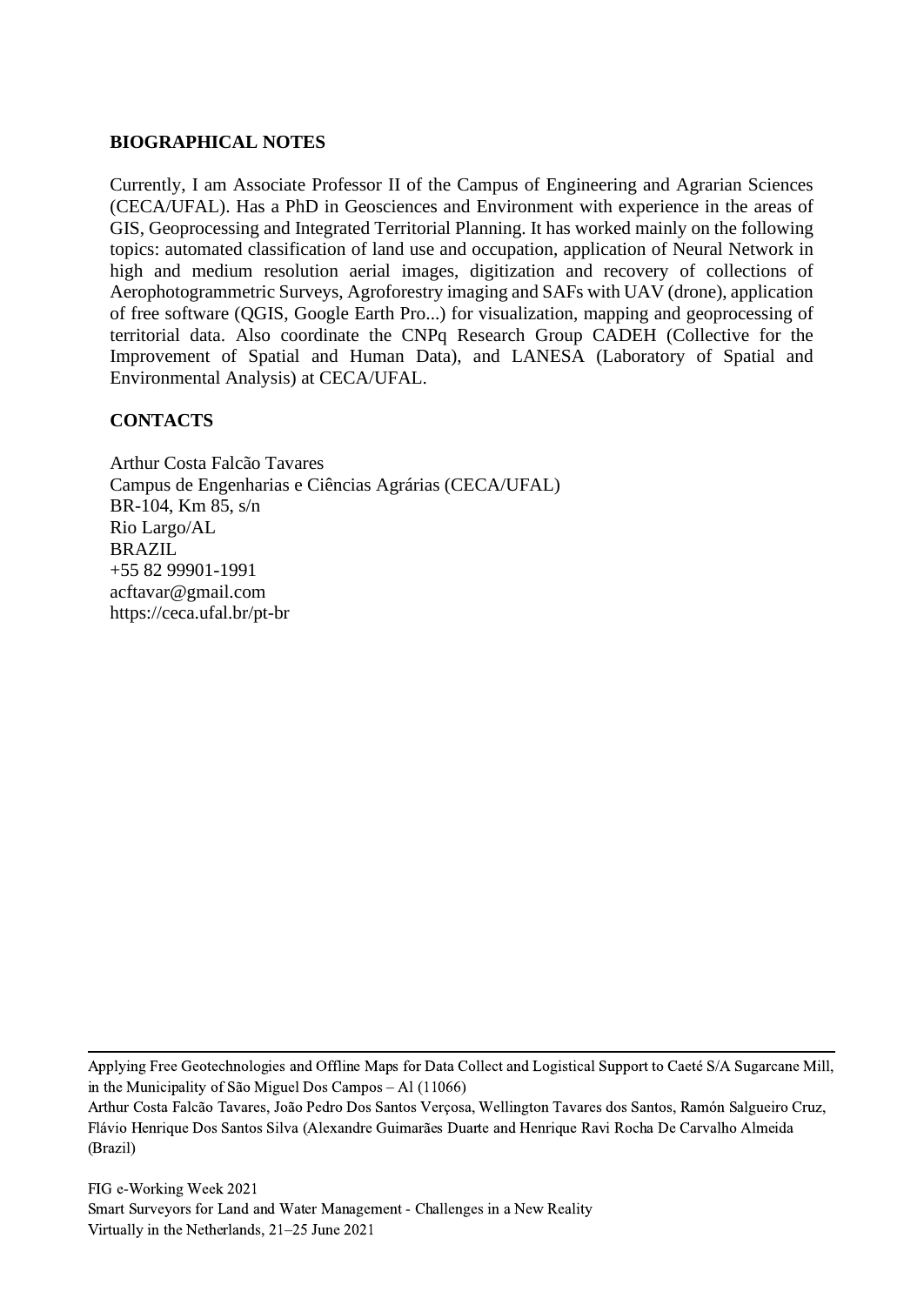## BIOGRAPHICAL NOTES

Currently, I am Associate Professor II of the Campus of Engineering and Agrarian Sciences (CECA/UFAL). Has a PhD in Geosciences and Environment with experience in the areas of GIS, Geoprocessing and Integrated Territorial Planning. It has worked mainly on the following topics: automated classification of land use and occupation, application of Neural Network in high and medium resolution aerial images, digitization and recovery of collections of Aerophotogrammetric Surveys, Agroforestry imaging and SAFs with UAV (drone), application of free software (QGIS, Google Earth Pro...) for visualization, mapping and geoprocessing of territorial data. Also coordinate the CNPq Research Group CADEH (Collective for the Improvement of Spatial and Human Data), and LANESA (Laboratory of Spatial and Environmental Analysis) at CECA/UFAL.

## CONTACTS

Arthur Costa Falcão Tavares
Campus de Engenharias e Ciências Agrárias (CECA/UFAL)
BR-104, Km 85, s/n
Rio Largo/AL
BRAZIL
+55 82 99901-1991
acftavar@gmail.com
https://ceca.ufal.br/pt-br